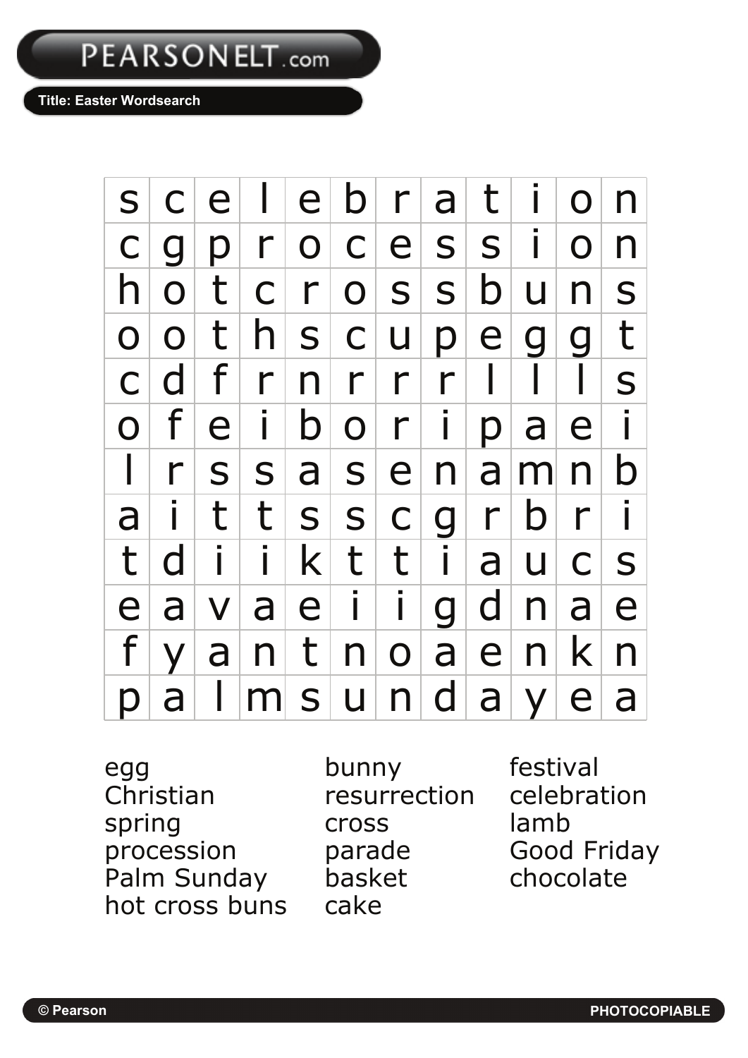PEARSONELT.com

**Title: Easter Wordsearch**

| | | | | | | | | | | | |
|---|---|---|---|---|---|---|---|---|---|---|---|
| s | c | e | l | e | b | r | a | t | i | o | n |
| c | g | p | r | o | c | e | s | s | i | o | n |
| h | o | t | c | r | o | s | s | b | u | n | s |
| o | o | t | h | s | c | u | p | e | g | g | t |
| c | d | f | r | n | r | r | r | l | l | l | s |
| o | f | e | i | b | o | r | i | p | a | e | i |
| l | r | s | s | a | s | e | n | a | m | n | b |
| a | i | t | t | s | s | c | g | r | b | r | i |
| t | d | i | i | k | t | t | i | a | u | c | s |
| e | a | v | a | e | i | i | g | d | n | a | e |
| f | y | a | n | t | n | o | a | e | n | k | n |
| p | a | l | m | s | u | n | d | a | y | e | a |

egg
Christian
spring
procession
Palm Sunday
hot cross buns
bunny
resurrection
cross
parade
basket
cake
festival
celebration
lamb
Good Friday
chocolate

© Pearson PHOTOCOPIABLE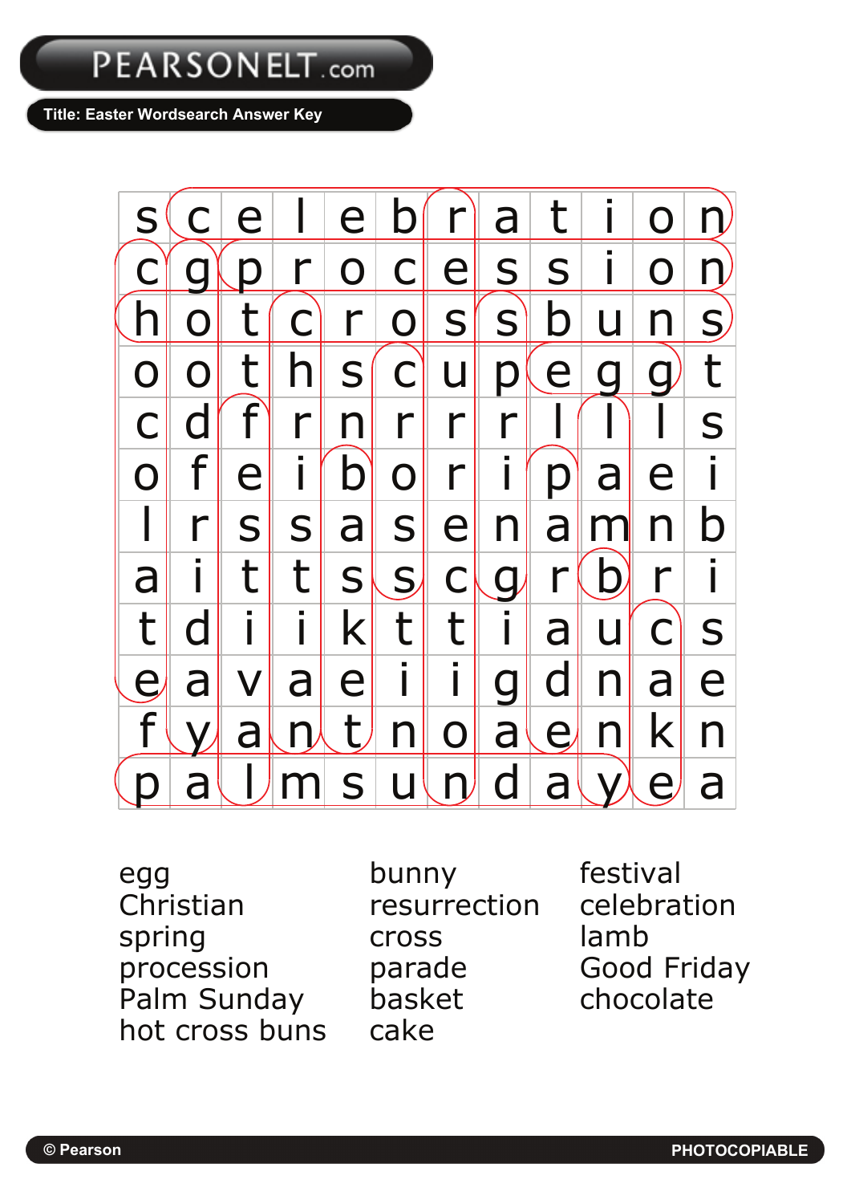**Title: Easter Wordsearch Answer Key**

| | | | | | | | | | | | |
|---|---|---|---|---|---|---|---|---|---|---|---|
| s | c | e | l | e | b | r | a | t | i | o | n |
| c | g | p | r | o | c | e | s | s | i | o | n |
| h | o | t | c | r | o | s | s | b | u | n | s |
| o | o | t | h | s | c | u | p | e | g | g | t |
| c | d | f | r | n | r | r | r | l | l | l | s |
| o | f | e | i | b | o | r | i | p | a | e | i |
| l | r | s | s | a | s | e | n | a | m | n | b |
| a | i | t | t | s | s | c | g | r | b | r | i |
| t | d | i | i | k | t | t | i | a | u | c | s |
| e | a | v | a | e | i | i | g | d | n | a | e |
| f | y | a | n | t | n | o | a | e | n | k | n |
| p | a | l | m | s | u | n | d | a | y | e | a |

egg
Christian
spring
procession
Palm Sunday
hot cross buns

bunny
resurrection
cross
parade
basket
cake

festival
celebration
lamb
Good Friday
chocolate

© Pearson

PHOTOCOPIABLE